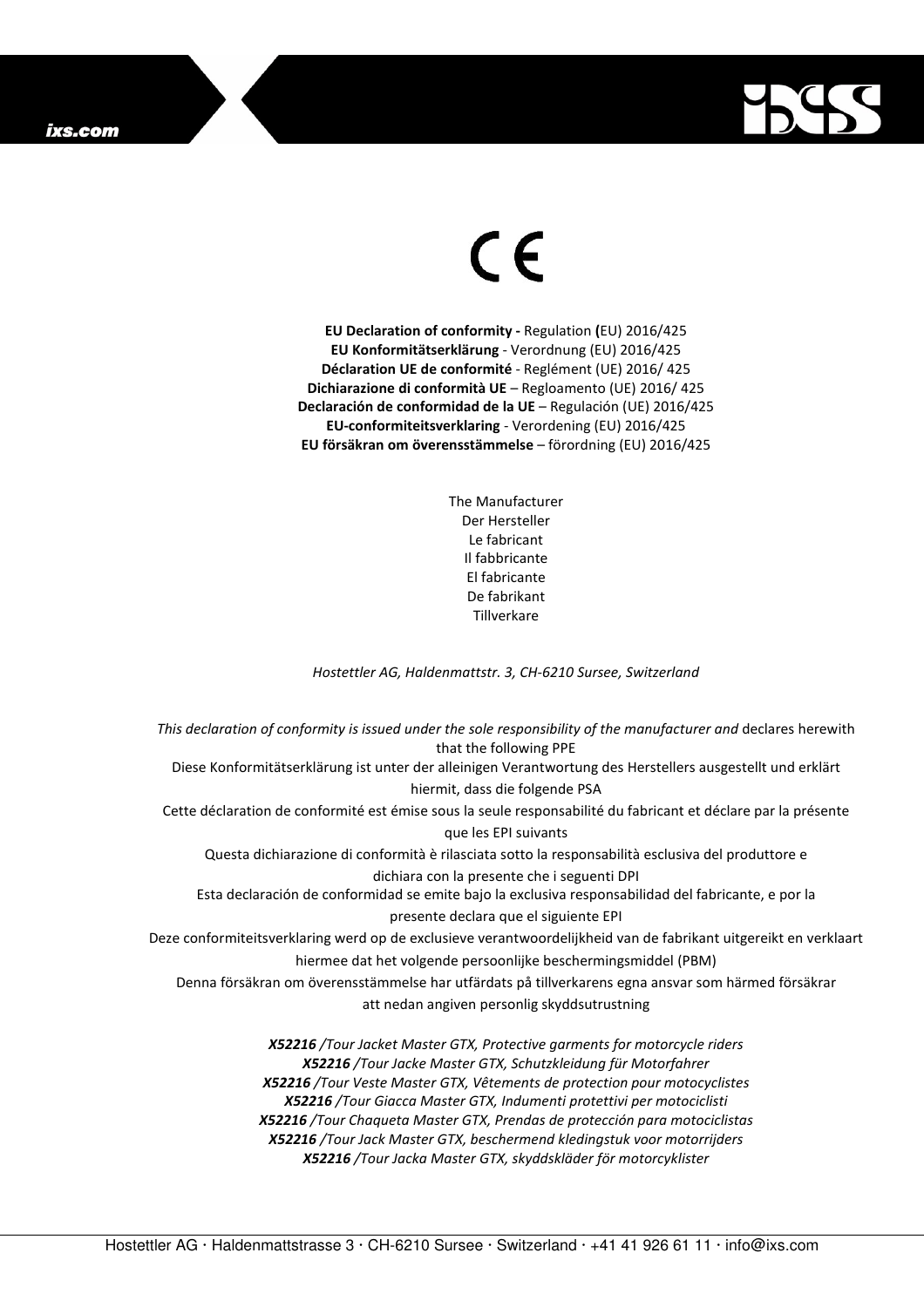CE

**EU Declaration of conformity -** Regulation **(**EU) 2016/425
**EU Konformitätserklärung** - Verordnung (EU) 2016/425
**Déclaration UE de conformité** - Reglément (UE) 2016/ 425
**Dichiarazione di conformità UE** – Regloamento (UE) 2016/ 425
**Declaración de conformidad de la UE** – Regulación (UE) 2016/425
**EU-conformiteitsverklaring** - Verordening (EU) 2016/425
**EU försäkran om överensstämmelse** – förordning (EU) 2016/425

The Manufacturer
Der Hersteller
Le fabricant
Il fabbricante
El fabricante
De fabrikant
Tillverkare

*Hostettler AG, Haldenmattstr. 3, CH-6210 Sursee, Switzerland*

*This declaration of conformity is issued under the sole responsibility of the manufacturer and* declares herewith that the following PPE
Diese Konformitätserklärung ist unter der alleinigen Verantwortung des Herstellers ausgestellt und erklärt hiermit, dass die folgende PSA
Cette déclaration de conformité est émise sous la seule responsabilité du fabricant et déclare par la présente que les EPI suivants
Questa dichiarazione di conformità è rilasciata sotto la responsabilità esclusiva del produttore e dichiara con la presente che i seguenti DPI
Esta declaración de conformidad se emite bajo la exclusiva responsabilidad del fabricante, e por la presente declara que el siguiente EPI
Deze conformiteitsverklaring werd op de exclusieve verantwoordelijkheid van de fabrikant uitgereikt en verklaart hiermee dat het volgende persoonlijke beschermingsmiddel (PBM)
Denna försäkran om överensstämmelse har utfärdats på tillverkarens egna ansvar som härmed försäkrar att nedan angiven personlig skyddsutrustning

***X52216*** */Tour Jacket Master GTX, Protective garments for motorcycle riders*
***X52216*** */Tour Jacke Master GTX, Schutzkleidung für Motorfahrer*
***X52216*** */Tour Veste Master GTX, Vêtements de protection pour motocyclistes*
***X52216*** */Tour Giacca Master GTX, Indumenti protettivi per motociclisti*
***X52216*** */Tour Chaqueta Master GTX, Prendas de protección para motociclistas*
***X52216*** */Tour Jack Master GTX, beschermend kledingstuk voor motorrijders*
***X52216*** */Tour Jacka Master GTX, skyddskläder för motorcyklister*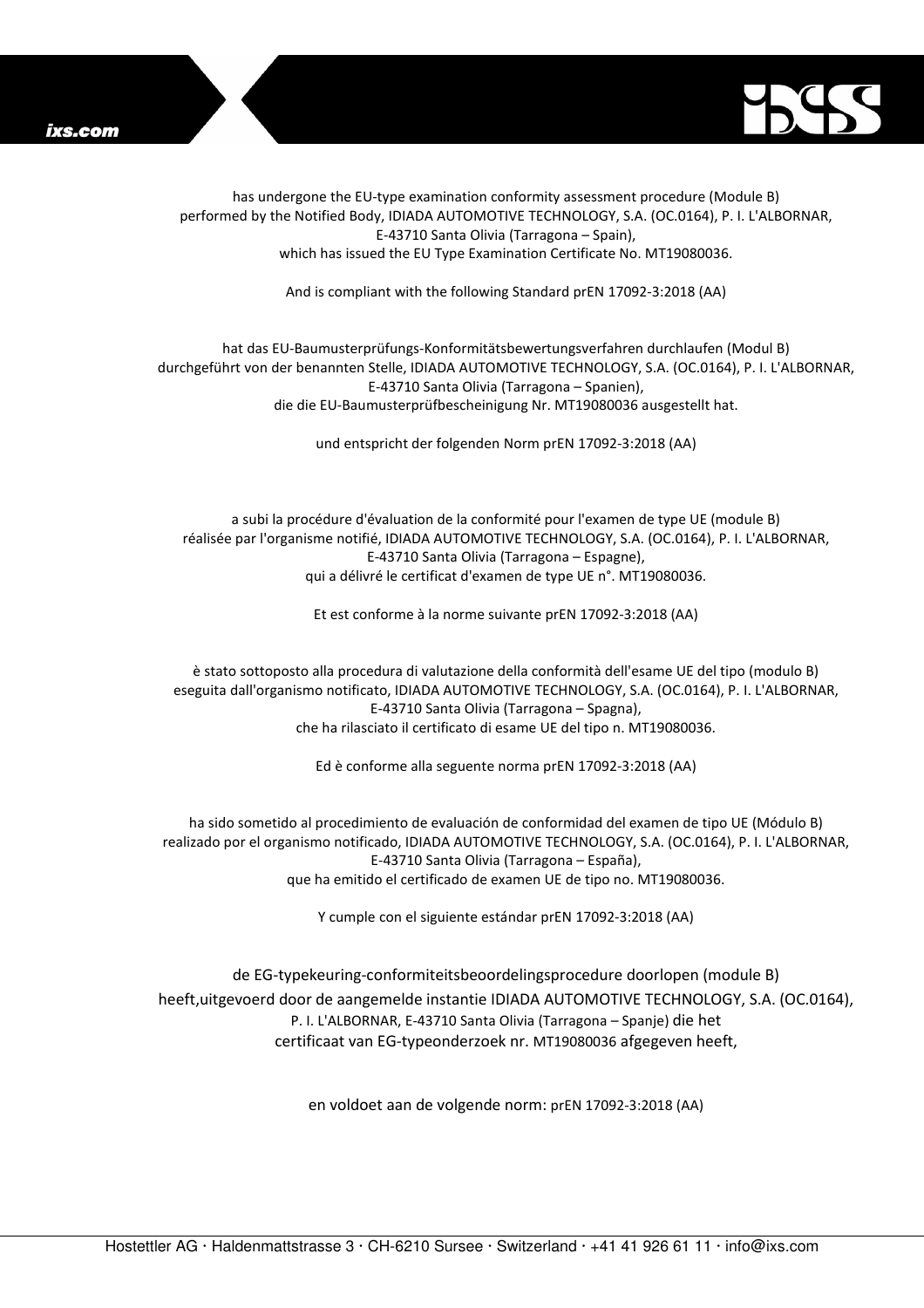has undergone the EU-type examination conformity assessment procedure (Module B) performed by the Notified Body, IDIADA AUTOMOTIVE TECHNOLOGY, S.A. (OC.0164), P. I. L'ALBORNAR, E-43710 Santa Olivia (Tarragona – Spain), which has issued the EU Type Examination Certificate No. MT19080036.

And is compliant with the following Standard prEN 17092-3:2018 (AA)

hat das EU-Baumusterprüfungs-Konformitätsbewertungsverfahren durchlaufen (Modul B) durchgeführt von der benannten Stelle, IDIADA AUTOMOTIVE TECHNOLOGY, S.A. (OC.0164), P. I. L'ALBORNAR, E-43710 Santa Olivia (Tarragona – Spanien), die die EU-Baumusterprüfbescheinigung Nr. MT19080036 ausgestellt hat.

und entspricht der folgenden Norm prEN 17092-3:2018 (AA)

a subi la procédure d'évaluation de la conformité pour l'examen de type UE (module B) réalisée par l'organisme notifié, IDIADA AUTOMOTIVE TECHNOLOGY, S.A. (OC.0164), P. I. L'ALBORNAR, E-43710 Santa Olivia (Tarragona – Espagne), qui a délivré le certificat d'examen de type UE n°. MT19080036.

Et est conforme à la norme suivante prEN 17092-3:2018 (AA)

è stato sottoposto alla procedura di valutazione della conformità dell'esame UE del tipo (modulo B) eseguita dall'organismo notificato, IDIADA AUTOMOTIVE TECHNOLOGY, S.A. (OC.0164), P. I. L'ALBORNAR, E-43710 Santa Olivia (Tarragona – Spagna), che ha rilasciato il certificato di esame UE del tipo n. MT19080036.

Ed è conforme alla seguente norma prEN 17092-3:2018 (AA)

ha sido sometido al procedimiento de evaluación de conformidad del examen de tipo UE (Módulo B) realizado por el organismo notificado, IDIADA AUTOMOTIVE TECHNOLOGY, S.A. (OC.0164), P. I. L'ALBORNAR, E-43710 Santa Olivia (Tarragona – España), que ha emitido el certificado de examen UE de tipo no. MT19080036.

Y cumple con el siguiente estándar prEN 17092-3:2018 (AA)

de EG-typekeuring-conformiteitsbeoordelingsprocedure doorlopen (module B) heeft,uitgevoerd door de aangemelde instantie IDIADA AUTOMOTIVE TECHNOLOGY, S.A. (OC.0164), P. I. L'ALBORNAR, E-43710 Santa Olivia (Tarragona – Spanje) die het certificaat van EG-typeonderzoek nr. MT19080036 afgegeven heeft,

en voldoet aan de volgende norm: prEN 17092-3:2018 (AA)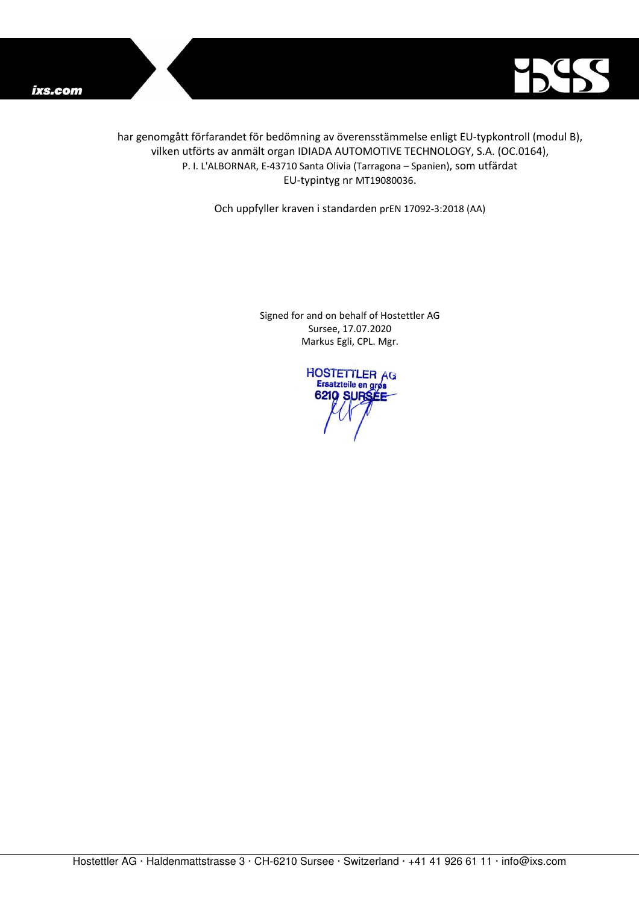har genomgått förfarandet för bedömning av överensstämmelse enligt EU-typkontroll (modul B), vilken utförts av anmält organ IDIADA AUTOMOTIVE TECHNOLOGY, S.A. (OC.0164), P. I. L'ALBORNAR, E-43710 Santa Olivia (Tarragona – Spanien), som utfärdat EU-typintyg nr MT19080036.

Och uppfyller kraven i standarden prEN 17092-3:2018 (AA)

Signed for and on behalf of Hostettler AG
Sursee, 17.07.2020
Markus Egli, CPL. Mgr.

HOSTETTLER AG
Ersatzteile en gros
6210 SURSEE

Hostettler AG · Haldenmattstrasse 3 · CH-6210 Sursee · Switzerland · +41 41 926 61 11 · info@ixs.com